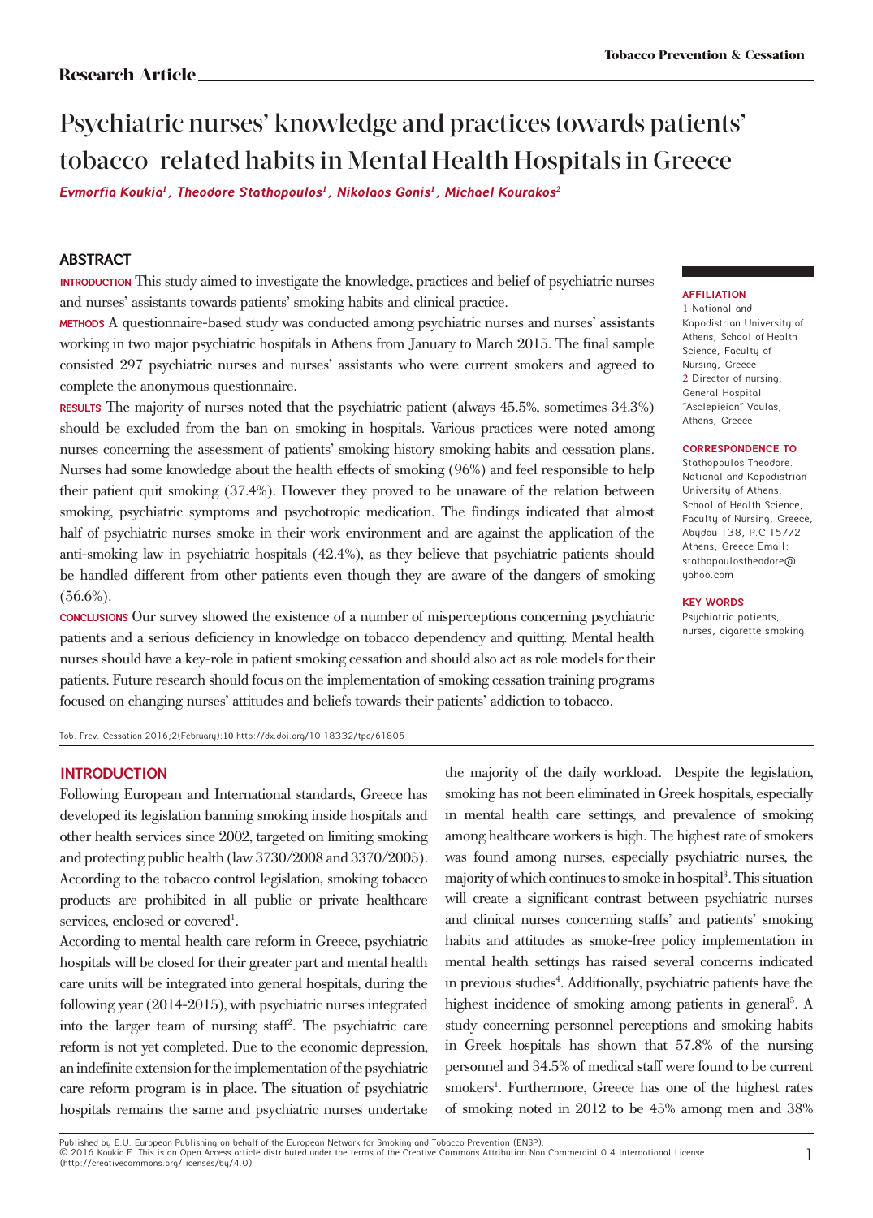Research Article

# Psychiatric nurses' knowledge and practices towards patients' tobacco-related habits in Mental Health Hospitals in Greece

*Evmorfia Koukia[1], Theodore Stathopoulos[1], Nikolaos Gonis[1], Michael Kourakos[2]*

## ABSTRACT

**INTRODUCTION** This study aimed to investigate the knowledge, practices and belief of psychiatric nurses and nurses' assistants towards patients' smoking habits and clinical practice.

**METHODS** A questionnaire-based study was conducted among psychiatric nurses and nurses' assistants working in two major psychiatric hospitals in Athens from January to March 2015. The final sample consisted 297 psychiatric nurses and nurses' assistants who were current smokers and agreed to complete the anonymous questionnaire.

**RESULTS** The majority of nurses noted that the psychiatric patient (always 45.5%, sometimes 34.3%) should be excluded from the ban on smoking in hospitals. Various practices were noted among nurses concerning the assessment of patients' smoking history smoking habits and cessation plans. Nurses had some knowledge about the health effects of smoking (96%) and feel responsible to help their patient quit smoking (37.4%). However they proved to be unaware of the relation between smoking, psychiatric symptoms and psychotropic medication. The findings indicated that almost half of psychiatric nurses smoke in their work environment and are against the application of the anti-smoking law in psychiatric hospitals (42.4%), as they believe that psychiatric patients should be handled different from other patients even though they are aware of the dangers of smoking (56.6%).

**CONCLUSIONS** Our survey showed the existence of a number of misperceptions concerning psychiatric patients and a serious deficiency in knowledge on tobacco dependency and quitting. Mental health nurses should have a key-role in patient smoking cessation and should also act as role models for their patients. Future research should focus on the implementation of smoking cessation training programs focused on changing nurses' attitudes and beliefs towards their patients' addiction to tobacco.

**AFFILIATION**
1 National and Kapodistrian University of Athens, School of Health Science, Faculty of Nursing, Greece
2 Director of nursing, General Hospital "Asclepieion" Voulas, Athens, Greece

**CORRESPONDENCE TO**
Stathopoulos Theodore. National and Kapodistrian University of Athens, School of Health Science, Faculty of Nursing, Greece, Abydou 138, P.C 15772 Athens, Greece Email: stathopoulostheodore@yahoo.com

**KEY WORDS**
Psychiatric patients, nurses, cigarette smoking

Tob. Prev. Cessation 2016;2(February):10 http://dx.doi.org/10.18332/tpc/61805

## INTRODUCTION

Following European and International standards, Greece has developed its legislation banning smoking inside hospitals and other health services since 2002, targeted on limiting smoking and protecting public health (law 3730/2008 and 3370/2005). According to the tobacco control legislation, smoking tobacco products are prohibited in all public or private healthcare services, enclosed or covered[1].

According to mental health care reform in Greece, psychiatric hospitals will be closed for their greater part and mental health care units will be integrated into general hospitals, during the following year (2014-2015), with psychiatric nurses integrated into the larger team of nursing staff[2]. The psychiatric care reform is not yet completed. Due to the economic depression, an indefinite extension for the implementation of the psychiatric care reform program is in place. The situation of psychiatric hospitals remains the same and psychiatric nurses undertake the majority of the daily workload. Despite the legislation, smoking has not been eliminated in Greek hospitals, especially in mental health care settings, and prevalence of smoking among healthcare workers is high. The highest rate of smokers was found among nurses, especially psychiatric nurses, the majority of which continues to smoke in hospital[3]. This situation will create a significant contrast between psychiatric nurses and clinical nurses concerning staffs' and patients' smoking habits and attitudes as smoke-free policy implementation in mental health settings has raised several concerns indicated in previous studies[4]. Additionally, psychiatric patients have the highest incidence of smoking among patients in general[5]. A study concerning personnel perceptions and smoking habits in Greek hospitals has shown that 57.8% of the nursing personnel and 34.5% of medical staff were found to be current smokers[1]. Furthermore, Greece has one of the highest rates of smoking noted in 2012 to be 45% among men and 38%

Published by E.U. European Publishing on behalf of the European Network for Smoking and Tobacco Prevention (ENSP).
© 2016 Koukia E. This is an Open Access article distributed under the terms of the Creative Commons Attribution Non Commercial 0.4 International License. (http://creativecommons.org/licenses/by/4.0)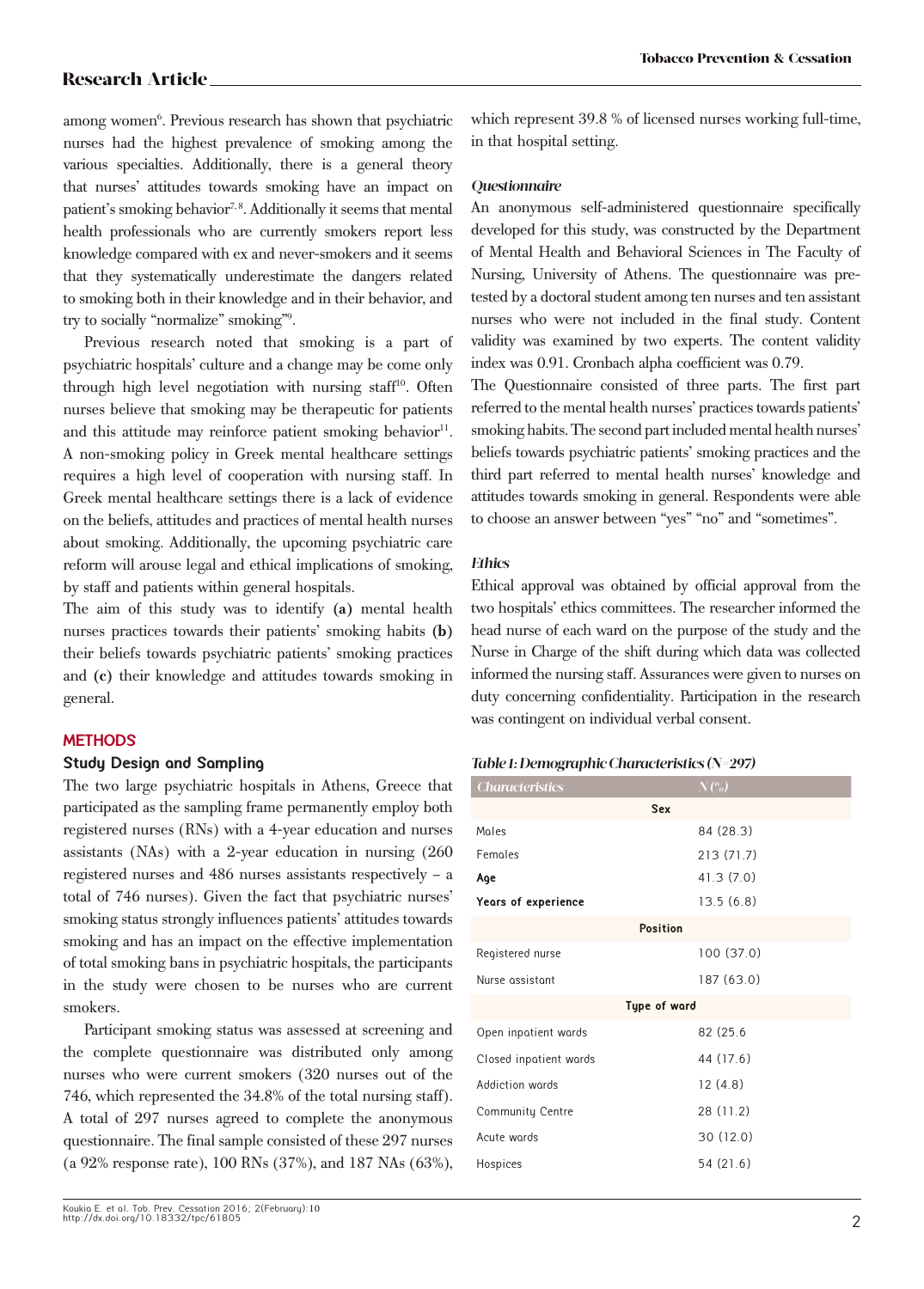among women[6]. Previous research has shown that psychiatric nurses had the highest prevalence of smoking among the various specialties. Additionally, there is a general theory that nurses' attitudes towards smoking have an impact on patient's smoking behavior[7,8]. Additionally it seems that mental health professionals who are currently smokers report less knowledge compared with ex and never-smokers and it seems that they systematically underestimate the dangers related to smoking both in their knowledge and in their behavior, and try to socially "normalize" smoking"[9].

Previous research noted that smoking is a part of psychiatric hospitals' culture and a change may be come only through high level negotiation with nursing staff[10]. Often nurses believe that smoking may be therapeutic for patients and this attitude may reinforce patient smoking behavior[11]. A non-smoking policy in Greek mental healthcare settings requires a high level of cooperation with nursing staff. In Greek mental healthcare settings there is a lack of evidence on the beliefs, attitudes and practices of mental health nurses about smoking. Additionally, the upcoming psychiatric care reform will arouse legal and ethical implications of smoking, by staff and patients within general hospitals.

The aim of this study was to identify **(a)** mental health nurses practices towards their patients' smoking habits **(b)** their beliefs towards psychiatric patients' smoking practices and **(c)** their knowledge and attitudes towards smoking in general.

## METHODS

### Study Design and Sampling

The two large psychiatric hospitals in Athens, Greece that participated as the sampling frame permanently employ both registered nurses (RNs) with a 4-year education and nurses assistants (NAs) with a 2-year education in nursing (260 registered nurses and 486 nurses assistants respectively – a total of 746 nurses). Given the fact that psychiatric nurses' smoking status strongly influences patients' attitudes towards smoking and has an impact on the effective implementation of total smoking bans in psychiatric hospitals, the participants in the study were chosen to be nurses who are current smokers.

Participant smoking status was assessed at screening and the complete questionnaire was distributed only among nurses who were current smokers (320 nurses out of the 746, which represented the 34.8% of the total nursing staff). A total of 297 nurses agreed to complete the anonymous questionnaire. The final sample consisted of these 297 nurses (a 92% response rate), 100 RNs (37%), and 187 NAs (63%), which represent 39.8 % of licensed nurses working full-time, in that hospital setting.

### *Questionnaire*

An anonymous self-administered questionnaire specifically developed for this study, was constructed by the Department of Mental Health and Behavioral Sciences in The Faculty of Nursing, University of Athens. The questionnaire was pre-tested by a doctoral student among ten nurses and ten assistant nurses who were not included in the final study. Content validity was examined by two experts. The content validity index was 0.91. Cronbach alpha coefficient was 0.79.

The Questionnaire consisted of three parts. The first part referred to the mental health nurses' practices towards patients' smoking habits. The second part included mental health nurses' beliefs towards psychiatric patients' smoking practices and the third part referred to mental health nurses' knowledge and attitudes towards smoking in general. Respondents were able to choose an answer between "yes" "no" and "sometimes".

### *Ethics*

Ethical approval was obtained by official approval from the two hospitals' ethics committees. The researcher informed the head nurse of each ward on the purpose of the study and the Nurse in Charge of the shift during which data was collected informed the nursing staff. Assurances were given to nurses on duty concerning confidentiality. Participation in the research was contingent on individual verbal consent.

*Table 1: Demographic Characteristics (N=297)*

| Characteristics | N (%) |
|---|---|
| **Sex** | |
| Males | 84 (28.3) |
| Females | 213 (71.7) |
| **Age** | 41.3 (7.0) |
| **Years of experience** | 13.5 (6.8) |
| **Position** | |
| Registered nurse | 100 (37.0) |
| Nurse assistant | 187 (63.0) |
| **Type of ward** | |
| Open inpatient wards | 82 (25.6 |
| Closed inpatient wards | 44 (17.6) |
| Addiction wards | 12 (4.8) |
| Community Centre | 28 (11.2) |
| Acute wards | 30 (12.0) |
| Hospices | 54 (21.6) |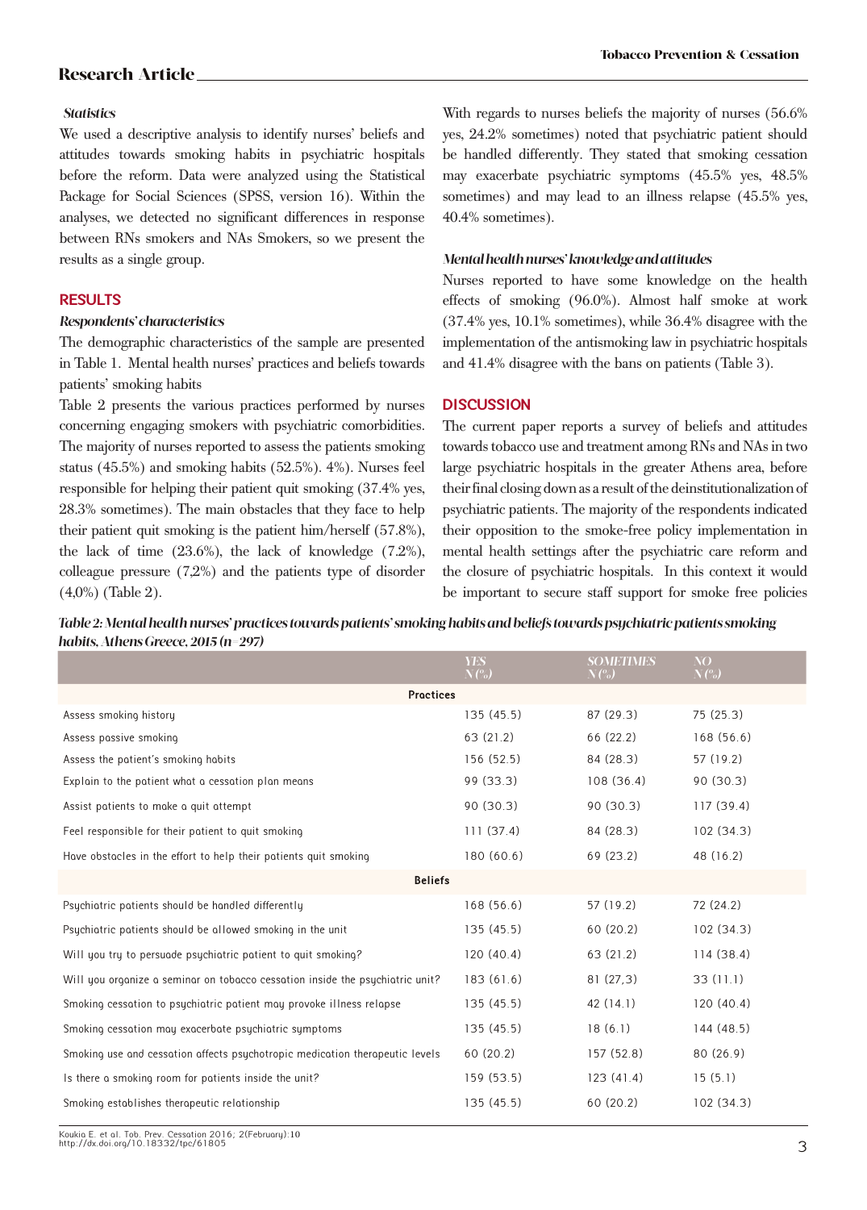### *Statistics*

We used a descriptive analysis to identify nurses' beliefs and attitudes towards smoking habits in psychiatric hospitals before the reform. Data were analyzed using the Statistical Package for Social Sciences (SPSS, version 16). Within the analyses, we detected no significant differences in response between RNs smokers and NAs Smokers, so we present the results as a single group.

## RESULTS

### *Respondents' characteristics*

The demographic characteristics of the sample are presented in Table 1. Mental health nurses' practices and beliefs towards patients' smoking habits

Table 2 presents the various practices performed by nurses concerning engaging smokers with psychiatric comorbidities. The majority of nurses reported to assess the patients smoking status (45.5%) and smoking habits (52.5%). 4%). Nurses feel responsible for helping their patient quit smoking (37.4% yes, 28.3% sometimes). The main obstacles that they face to help their patient quit smoking is the patient him/herself (57.8%), the lack of time (23.6%), the lack of knowledge (7.2%), colleague pressure (7,2%) and the patients type of disorder (4,0%) (Table 2).

With regards to nurses beliefs the majority of nurses (56.6% yes, 24.2% sometimes) noted that psychiatric patient should be handled differently. They stated that smoking cessation may exacerbate psychiatric symptoms (45.5% yes, 48.5% sometimes) and may lead to an illness relapse (45.5% yes, 40.4% sometimes).

### *Mental health nurses' knowledge and attitudes*

Nurses reported to have some knowledge on the health effects of smoking (96.0%). Almost half smoke at work (37.4% yes, 10.1% sometimes), while 36.4% disagree with the implementation of the antismoking law in psychiatric hospitals and 41.4% disagree with the bans on patients (Table 3).

## DISCUSSION

The current paper reports a survey of beliefs and attitudes towards tobacco use and treatment among RNs and NAs in two large psychiatric hospitals in the greater Athens area, before their final closing down as a result of the deinstitutionalization of psychiatric patients. The majority of the respondents indicated their opposition to the smoke-free policy implementation in mental health settings after the psychiatric care reform and the closure of psychiatric hospitals. In this context it would be important to secure staff support for smoke free policies

*Table 2: Mental health nurses' practices towards patients' smoking habits and beliefs towards psychiatric patients smoking habits, Athens Greece, 2015 (n=297)*

| | YES N (%) | SOMETIMES N (%) | NO N (%) |
|---|---|---|---|
| **Practices** | | | |
| Assess smoking history | 135 (45.5) | 87 (29.3) | 75 (25.3) |
| Assess passive smoking | 63 (21.2) | 66 (22.2) | 168 (56.6) |
| Assess the patient's smoking habits | 156 (52.5) | 84 (28.3) | 57 (19.2) |
| Explain to the patient what a cessation plan means | 99 (33.3) | 108 (36.4) | 90 (30.3) |
| Assist patients to make a quit attempt | 90 (30.3) | 90 (30.3) | 117 (39.4) |
| Feel responsible for their patient to quit smoking | 111 (37.4) | 84 (28.3) | 102 (34.3) |
| Have obstacles in the effort to help their patients quit smoking | 180 (60.6) | 69 (23.2) | 48 (16.2) |
| **Beliefs** | | | |
| Psychiatric patients should be handled differently | 168 (56.6) | 57 (19.2) | 72 (24.2) |
| Psychiatric patients should be allowed smoking in the unit | 135 (45.5) | 60 (20.2) | 102 (34.3) |
| Will you try to persuade psychiatric patient to quit smoking? | 120 (40.4) | 63 (21.2) | 114 (38.4) |
| Will you organize a seminar on tobacco cessation inside the psychiatric unit? | 183 (61.6) | 81 (27,3) | 33 (11.1) |
| Smoking cessation to psychiatric patient may provoke illness relapse | 135 (45.5) | 42 (14.1) | 120 (40.4) |
| Smoking cessation may exacerbate psychiatric symptoms | 135 (45.5) | 18 (6.1) | 144 (48.5) |
| Smoking use and cessation affects psychotropic medication therapeutic levels | 60 (20.2) | 157 (52.8) | 80 (26.9) |
| Is there a smoking room for patients inside the unit? | 159 (53.5) | 123 (41.4) | 15 (5.1) |
| Smoking establishes therapeutic relationship | 135 (45.5) | 60 (20.2) | 102 (34.3) |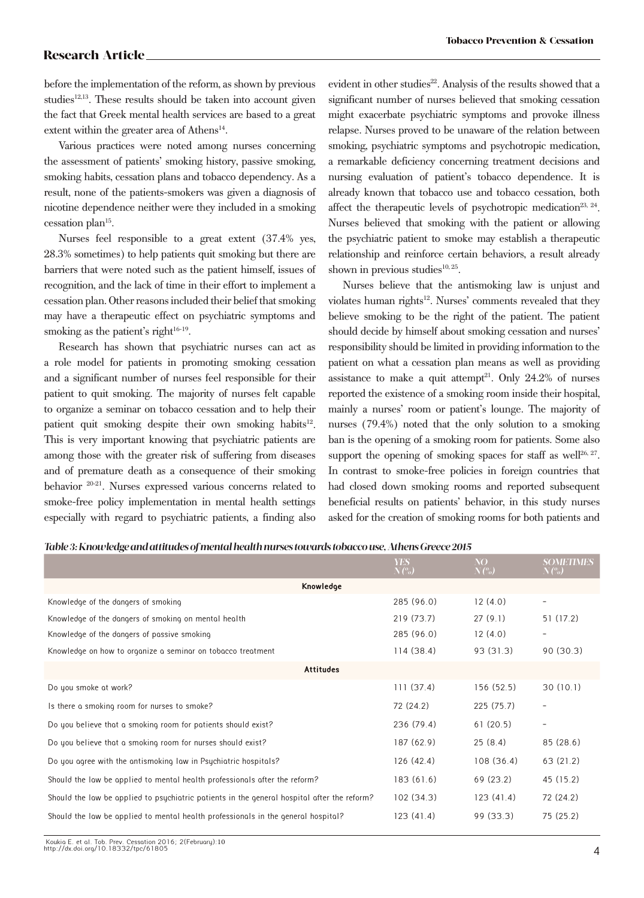before the implementation of the reform, as shown by previous studies[12,13]. These results should be taken into account given the fact that Greek mental health services are based to a great extent within the greater area of Athens[14].

Various practices were noted among nurses concerning the assessment of patients' smoking history, passive smoking, smoking habits, cessation plans and tobacco dependency. As a result, none of the patients-smokers was given a diagnosis of nicotine dependence neither were they included in a smoking cessation plan[15].

Nurses feel responsible to a great extent (37.4% yes, 28.3% sometimes) to help patients quit smoking but there are barriers that were noted such as the patient himself, issues of recognition, and the lack of time in their effort to implement a cessation plan. Other reasons included their belief that smoking may have a therapeutic effect on psychiatric symptoms and smoking as the patient's right[16-19].

Research has shown that psychiatric nurses can act as a role model for patients in promoting smoking cessation and a significant number of nurses feel responsible for their patient to quit smoking. The majority of nurses felt capable to organize a seminar on tobacco cessation and to help their patient quit smoking despite their own smoking habits[12]. This is very important knowing that psychiatric patients are among those with the greater risk of suffering from diseases and of premature death as a consequence of their smoking behavior [20-21]. Nurses expressed various concerns related to smoke-free policy implementation in mental health settings especially with regard to psychiatric patients, a finding also evident in other studies[22]. Analysis of the results showed that a significant number of nurses believed that smoking cessation might exacerbate psychiatric symptoms and provoke illness relapse. Nurses proved to be unaware of the relation between smoking, psychiatric symptoms and psychotropic medication, a remarkable deficiency concerning treatment decisions and nursing evaluation of patient's tobacco dependence. It is already known that tobacco use and tobacco cessation, both affect the therapeutic levels of psychotropic medication[23, 24]. Nurses believed that smoking with the patient or allowing the psychiatric patient to smoke may establish a therapeutic relationship and reinforce certain behaviors, a result already shown in previous studies[10, 25].

Nurses believe that the antismoking law is unjust and violates human rights[12]. Nurses' comments revealed that they believe smoking to be the right of the patient. The patient should decide by himself about smoking cessation and nurses' responsibility should be limited in providing information to the patient on what a cessation plan means as well as providing assistance to make a quit attempt[21]. Only 24.2% of nurses reported the existence of a smoking room inside their hospital, mainly a nurses' room or patient's lounge. The majority of nurses (79.4%) noted that the only solution to a smoking ban is the opening of a smoking room for patients. Some also support the opening of smoking spaces for staff as well[26, 27]. In contrast to smoke-free policies in foreign countries that had closed down smoking rooms and reported subsequent beneficial results on patients' behavior, in this study nurses asked for the creation of smoking rooms for both patients and

*Table 3: Knowledge and attitudes of mental health nurses towards tobacco use, Athens Greece 2015*

| | YES N (%) | NO N (%) | SOMETIMES N (%) |
|---|---|---|---|
| **Knowledge** | | | |
| Knowledge of the dangers of smoking | 285 (96.0) | 12 (4.0) | - |
| Knowledge of the dangers of smoking on mental health | 219 (73.7) | 27 (9.1) | 51 (17.2) |
| Knowledge of the dangers of passive smoking | 285 (96.0) | 12 (4.0) | - |
| Knowledge on how to organize a seminar on tobacco treatment | 114 (38.4) | 93 (31.3) | 90 (30.3) |
| **Attitudes** | | | |
| Do you smoke at work? | 111 (37.4) | 156 (52.5) | 30 (10.1) |
| Is there a smoking room for nurses to smoke? | 72 (24.2) | 225 (75.7) | - |
| Do you believe that a smoking room for patients should exist? | 236 (79.4) | 61 (20.5) | - |
| Do you believe that a smoking room for nurses should exist? | 187 (62.9) | 25 (8.4) | 85 (28.6) |
| Do you agree with the antismoking law in Psychiatric hospitals? | 126 (42.4) | 108 (36.4) | 63 (21.2) |
| Should the law be applied to mental health professionals after the reform? | 183 (61.6) | 69 (23.2) | 45 (15.2) |
| Should the law be applied to psychiatric patients in the general hospital after the reform? | 102 (34.3) | 123 (41.4) | 72 (24.2) |
| Should the law be applied to mental health professionals in the general hospital? | 123 (41.4) | 99 (33.3) | 75 (25.2) |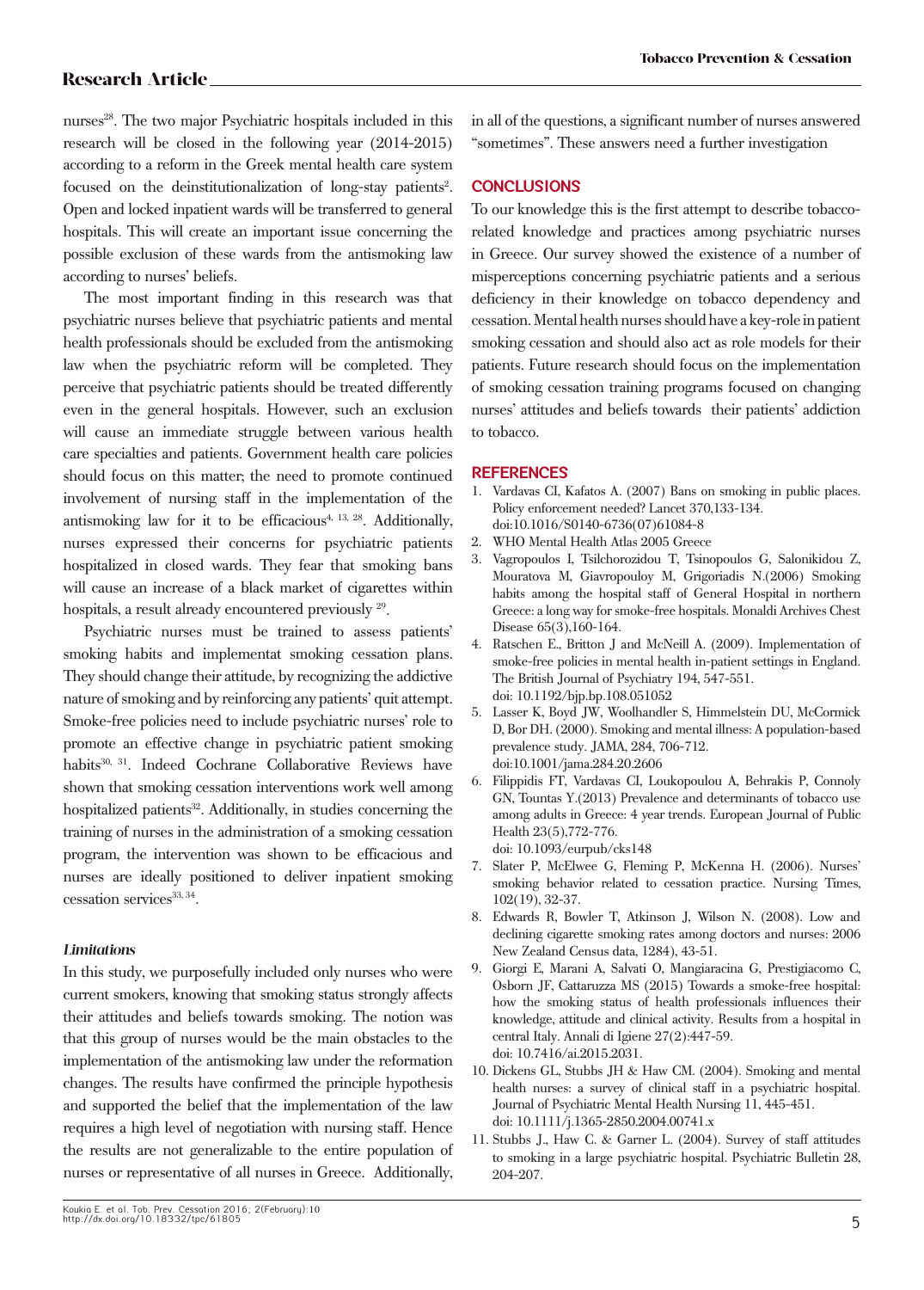nurses[28]. The two major Psychiatric hospitals included in this research will be closed in the following year (2014-2015) according to a reform in the Greek mental health care system focused on the deinstitutionalization of long-stay patients[2]. Open and locked inpatient wards will be transferred to general hospitals. This will create an important issue concerning the possible exclusion of these wards from the antismoking law according to nurses' beliefs.

The most important finding in this research was that psychiatric nurses believe that psychiatric patients and mental health professionals should be excluded from the antismoking law when the psychiatric reform will be completed. They perceive that psychiatric patients should be treated differently even in the general hospitals. However, such an exclusion will cause an immediate struggle between various health care specialties and patients. Government health care policies should focus on this matter; the need to promote continued involvement of nursing staff in the implementation of the antismoking law for it to be efficacious[4, 13, 28]. Additionally, nurses expressed their concerns for psychiatric patients hospitalized in closed wards. They fear that smoking bans will cause an increase of a black market of cigarettes within hospitals, a result already encountered previously [29].

Psychiatric nurses must be trained to assess patients' smoking habits and implementat smoking cessation plans. They should change their attitude, by recognizing the addictive nature of smoking and by reinforcing any patients' quit attempt. Smoke-free policies need to include psychiatric nurses' role to promote an effective change in psychiatric patient smoking habits[30, 31]. Indeed Cochrane Collaborative Reviews have shown that smoking cessation interventions work well among hospitalized patients[32]. Additionally, in studies concerning the training of nurses in the administration of a smoking cessation program, the intervention was shown to be efficacious and nurses are ideally positioned to deliver inpatient smoking cessation services[33, 34].

### *Limitations*

In this study, we purposefully included only nurses who were current smokers, knowing that smoking status strongly affects their attitudes and beliefs towards smoking. The notion was that this group of nurses would be the main obstacles to the implementation of the antismoking law under the reformation changes. The results have confirmed the principle hypothesis and supported the belief that the implementation of the law requires a high level of negotiation with nursing staff. Hence the results are not generalizable to the entire population of nurses or representative of all nurses in Greece. Additionally, in all of the questions, a significant number of nurses answered "sometimes". These answers need a further investigation

## CONCLUSIONS

To our knowledge this is the first attempt to describe tobacco-related knowledge and practices among psychiatric nurses in Greece. Our survey showed the existence of a number of misperceptions concerning psychiatric patients and a serious deficiency in their knowledge on tobacco dependency and cessation. Mental health nurses should have a key-role in patient smoking cessation and should also act as role models for their patients. Future research should focus on the implementation of smoking cessation training programs focused on changing nurses' attitudes and beliefs towards their patients' addiction to tobacco.

## REFERENCES

1. Vardavas CI, Kafatos A. (2007) Bans on smoking in public places. Policy enforcement needed? Lancet 370,133-134. doi:10.1016/S0140-6736(07)61084-8
2. WHO Mental Health Atlas 2005 Greece
3. Vagropoulos I, Tsilchorozidou T, Tsinopoulos G, Salonikidou Z, Mouratova M, Giavropouloy M, Grigoriadis N.(2006) Smoking habits among the hospital staff of General Hospital in northern Greece: a long way for smoke-free hospitals. Monaldi Archives Chest Disease 65(3),160-164.
4. Ratschen E., Britton J and McNeill A. (2009). Implementation of smoke-free policies in mental health in-patient settings in England. The British Journal of Psychiatry 194, 547-551. doi: 10.1192/bjp.bp.108.051052
5. Lasser K, Boyd JW, Woolhandler S, Himmelstein DU, McCormick D, Bor DH. (2000). Smoking and mental illness: A population-based prevalence study. JAMA, 284, 706-712. doi:10.1001/jama.284.20.2606
6. Filippidis FT, Vardavas CI, Loukopoulou A, Behrakis P, Connoly GN, Tountas Y.(2013) Prevalence and determinants of tobacco use among adults in Greece: 4 year trends. European Journal of Public Health 23(5),772-776. doi: 10.1093/eurpub/cks148
7. Slater P, McElwee G, Fleming P, McKenna H. (2006). Nurses' smoking behavior related to cessation practice. Nursing Times, 102(19), 32-37.
8. Edwards R, Bowler T, Atkinson J, Wilson N. (2008). Low and declining cigarette smoking rates among doctors and nurses: 2006 New Zealand Census data, 1284), 43-51.
9. Giorgi E, Marani A, Salvati O, Mangiaracina G, Prestigiacomo C, Osborn JF, Cattaruzza MS (2015) Towards a smoke-free hospital: how the smoking status of health professionals influences their knowledge, attitude and clinical activity. Results from a hospital in central Italy. Annali di Igiene 27(2):447-59. doi: 10.7416/ai.2015.2031.
10. Dickens GL, Stubbs JH & Haw CM. (2004). Smoking and mental health nurses: a survey of clinical staff in a psychiatric hospital. Journal of Psychiatric Mental Health Nursing 11, 445-451. doi: 10.1111/j.1365-2850.2004.00741.x
11. Stubbs J., Haw C. & Garner L. (2004). Survey of staff attitudes to smoking in a large psychiatric hospital. Psychiatric Bulletin 28, 204-207.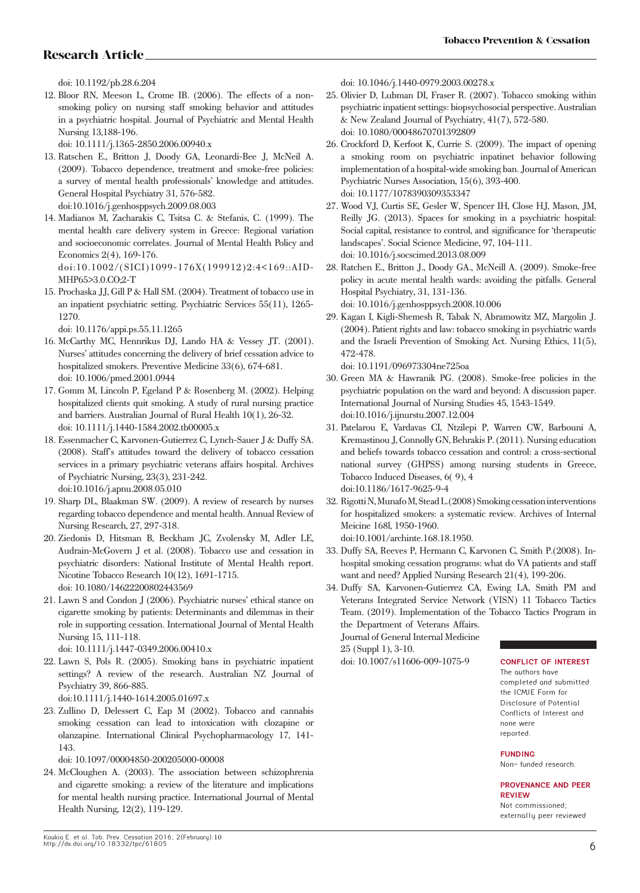doi: 10.1192/pb.28.6.204

12. Bloor RN, Meeson L, Crome IB. (2006). The effects of a non-smoking policy on nursing staff smoking behavior and attitudes in a psychiatric hospital. Journal of Psychiatric and Mental Health Nursing 13,188-196.
doi: 10.1111/j.1365-2850.2006.00940.x
13. Ratschen E., Britton J, Doody GA, Leonardi-Bee J, McNeil A. (2009). Tobacco dependence, treatment and smoke-free policies: a survey of mental health professionals' knowledge and attitudes. General Hospital Psychiatry 31, 576-582.
doi:10.1016/j.genhosppsych.2009.08.003
14. Madianos M, Zacharakis C, Tsitsa C. & Stefanis, C. (1999). The mental health care delivery system in Greece: Regional variation and socioeconomic correlates. Journal of Mental Health Policy and Economics 2(4), 169-176.
doi:10.1002/(SICI)1099-176X(199912)2:4<169::AID-MHP65>3.0.CO;2-T
15. Prochaska JJ, Gill P & Hall SM. (2004). Treatment of tobacco use in an inpatient psychiatric setting. Psychiatric Services 55(11), 1265-1270.
doi: 10.1176/appi.ps.55.11.1265
16. McCarthy MC, Hennrikus DJ, Lando HA & Vessey JT. (2001). Nurses' attitudes concerning the delivery of brief cessation advice to hospitalized smokers. Preventive Medicine 33(6), 674-681.
doi: 10.1006/pmed.2001.0944
17. Gomm M, Lincoln P, Egeland P & Rosenberg M. (2002). Helping hospitalized clients quit smoking. A study of rural nursing practice and barriers. Australian Journal of Rural Health 10(1), 26-32.
doi: 10.1111/j.1440-1584.2002.tb00005.x
18. Essenmacher C, Karvonen-Gutierrez C, Lynch-Sauer J & Duffy SA. (2008). Staff's attitudes toward the delivery of tobacco cessation services in a primary psychiatric veterans affairs hospital. Archives of Psychiatric Nursing, 23(3), 231-242.
doi:10.1016/j.apnu.2008.05.010
19. Sharp DL, Blaakman SW. (2009). A review of research by nurses regarding tobacco dependence and mental health. Annual Review of Nursing Research, 27, 297-318.
20. Ziedonis D, Hitsman B, Beckham JC, Zvolensky M, Adler LE, Audrain-McGovern J et al. (2008). Tobacco use and cessation in psychiatric disorders: National Institute of Mental Health report. Nicotine Tobacco Research 10(12), 1691-1715.
doi: 10.1080/14622200802443569
21. Lawn S and Condon J (2006). Psychiatric nurses' ethical stance on cigarette smoking by patients: Determinants and dilemmas in their role in supporting cessation. International Journal of Mental Health Nursing 15, 111-118.
doi: 10.1111/j.1447-0349.2006.00410.x
22. Lawn S, Pols R. (2005). Smoking bans in psychiatric inpatient settings? A review of the research. Australian NZ Journal of Psychiatry 39, 866-885.
doi:10.1111/j.1440-1614.2005.01697.x
23. Zullino D, Delessert C, Eap M (2002). Tobacco and cannabis smoking cessation can lead to intoxication with clozapine or olanzapine. International Clinical Psychopharmacology 17, 141-143.
doi: 10.1097/00004850-200205000-00008
24. McCloughen A. (2003). The association between schizophrenia and cigarette smoking: a review of the literature and implications for mental health nursing practice. International Journal of Mental Health Nursing, 12(2), 119-129.
doi: 10.1046/j.1440-0979.2003.00278.x
25. Olivier D, Lubman DI, Fraser R. (2007). Tobacco smoking within psychiatric inpatient settings: biopsychosocial perspective. Australian & New Zealand Journal of Psychiatry, 41(7), 572-580.
doi: 10.1080/00048670701392809
26. Crockford D, Kerfoot K, Currie S. (2009). The impact of opening a smoking room on psychiatric inpatinet behavior following implementation of a hospital-wide smoking ban. Journal of American Psychiatric Nurses Association, 15(6), 393-400.
doi: 10.1177/1078390309353347
27. Wood VJ, Curtis SE, Gesler W, Spencer IH, Close HJ, Mason, JM, Reilly JG. (2013). Spaces for smoking in a psychiatric hospital: Social capital, resistance to control, and significance for 'therapeutic landscapes'. Social Science Medicine, 97, 104-111.
doi: 10.1016/j.socscimed.2013.08.009
28. Ratchen E., Britton J., Doody GA., McNeill A. (2009). Smoke-free policy in acute mental health wards: avoiding the pitfalls. General Hospital Psychiatry, 31, 131-136.
doi: 10.1016/j.genhosppsych.2008.10.006
29. Kagan I, Kigli-Shemesh R, Tabak N, Abramowitz MZ, Margolin J. (2004). Patient rights and law: tobacco smoking in psychiatric wards and the Israeli Prevention of Smoking Act. Nursing Ethics, 11(5), 472-478.
doi: 10.1191/096973304ne725oa
30. Green MA & Hawranik PG. (2008). Smoke-free policies in the psychiatric population on the ward and beyond: A discussion paper. International Journal of Nursing Studies 45, 1543-1549.
doi:10.1016/j.ijnurstu.2007.12.004
31. Patelarou E, Vardavas CI, Ntzilepi P, Warren CW, Barbouni A, Kremastinou J, Connolly GN, Behrakis P. (2011). Nursing education and beliefs towards tobacco cessation and control: a cross-sectional national survey (GHPSS) among nursing students in Greece, Tobacco Induced Diseases, 6( 9), 4
doi:10.1186/1617-9625-9-4
32. Rigotti N, Munafo M, Stead L.(2008) Smoking cessation interventions for hospitalized smokers: a systematic review. Archives of Internal Meicine 168l, 1950-1960.
doi:10.1001/archinte.168.18.1950.
33. Duffy SA, Reeves P, Hermann C, Karvonen C, Smith P.(2008). In-hospital smoking cessation programs: what do VA patients and staff want and need? Applied Nursing Research 21(4), 199-206.
34. Duffy SA, Karvonen-Gutierrez CA, Ewing LA, Smith PM and Veterans Integrated Service Network (VISN) 11 Tobacco Tactics Team. (2019). Implementation of the Tobacco Tactics Program in the Department of Veterans Affairs.
Journal of General Internal Medicine 25 (Suppl 1), 3-10.
doi: 10.1007/s11606-009-1075-9

**CONFLICT OF INTEREST**

The authors have completed and submitted the ICMJE Form for Disclosure of Potential Conflicts of Interest and none were reported.

**FUNDING**

Non- funded research.

**PROVENANCE AND PEER REVIEW**

Not commissioned; externally peer reviewed